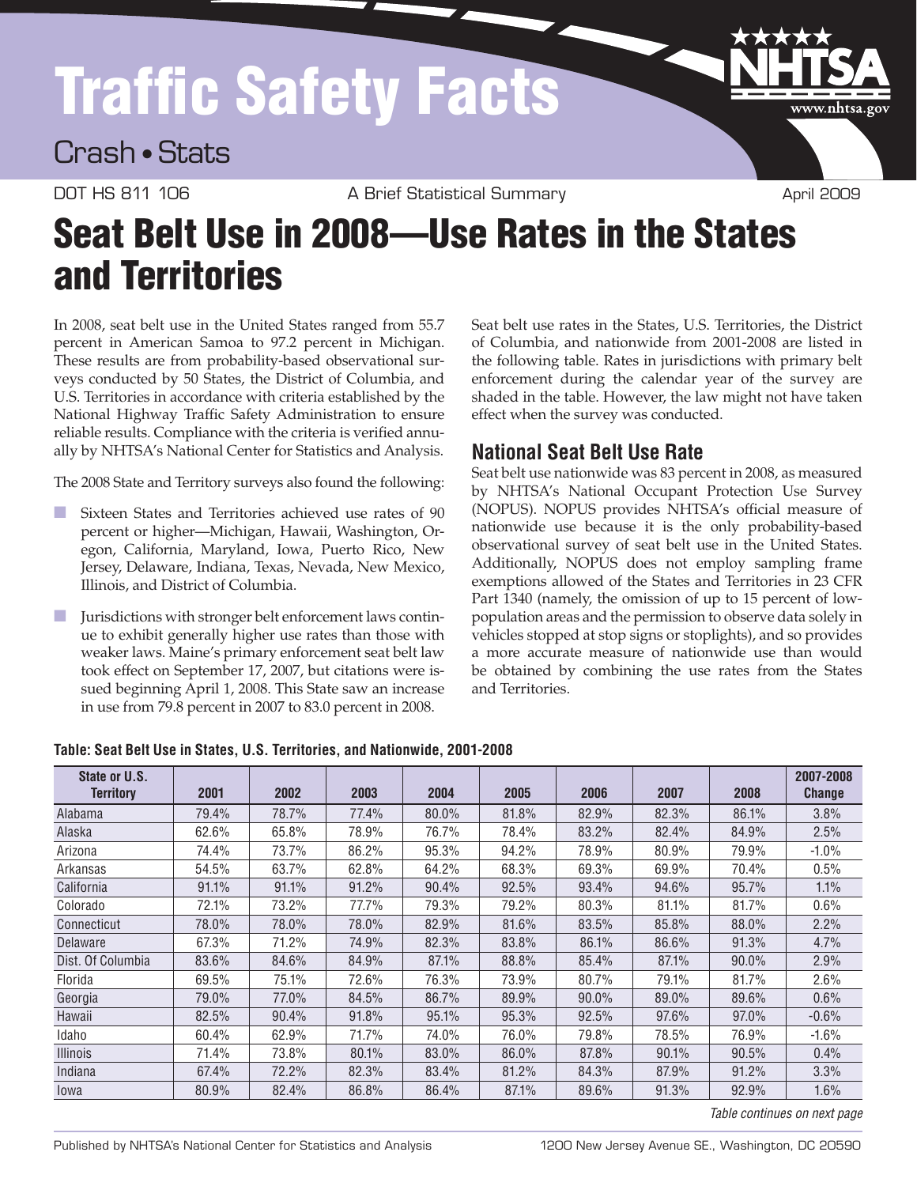# Traffic Safety Facts

## Crash • Stats

DOT HS 811 106 — A Brief Statistical Summary — April 2009

# Seat Belt Use in 2008—Use Rates in the States and Territories

In 2008, seat belt use in the United States ranged from 55.7 percent in American Samoa to 97.2 percent in Michigan. These results are from probability-based observational surveys conducted by 50 States, the District of Columbia, and U.S. Territories in accordance with criteria established by the National Highway Traffic Safety Administration to ensure reliable results. Compliance with the criteria is verified annually by NHTSA's National Center for Statistics and Analysis.

The 2008 State and Territory surveys also found the following:

- Sixteen States and Territories achieved use rates of 90 percent or higher—Michigan, Hawaii, Washington, Oregon, California, Maryland, Iowa, Puerto Rico, New Jersey, Delaware, Indiana, Texas, Nevada, New Mexico, Illinois, and District of Columbia.
- Jurisdictions with stronger belt enforcement laws continue to exhibit generally higher use rates than those with weaker laws. Maine's primary enforcement seat belt law took effect on September 17, 2007, but citations were issued beginning April 1, 2008. This State saw an increase in use from 79.8 percent in 2007 to 83.0 percent in 2008.

Seat belt use rates in the States, U.S. Territories, the District of Columbia, and nationwide from 2001-2008 are listed in the following table. Rates in jurisdictions with primary belt enforcement during the calendar year of the survey are shaded in the table. However, the law might not have taken effect when the survey was conducted.

## National Seat Belt Use Rate

Seat belt use nationwide was 83 percent in 2008, as measured by NHTSA's National Occupant Protection Use Survey (NOPUS). NOPUS provides NHTSA's official measure of nationwide use because it is the only probability-based observational survey of seat belt use in the United States. Additionally, NOPUS does not employ sampling frame exemptions allowed of the States and Territories in 23 CFR Part 1340 (namely, the omission of up to 15 percent of low-population areas and the permission to observe data solely in vehicles stopped at stop signs or stoplights), and so provides a more accurate measure of nationwide use than would be obtained by combining the use rates from the States and Territories.

**Table: Seat Belt Use in States, U.S. Territories, and Nationwide, 2001-2008**

| State or U.S. Territory | 2001 | 2002 | 2003 | 2004 | 2005 | 2006 | 2007 | 2008 | 2007-2008 Change |
|---|---|---|---|---|---|---|---|---|---|
| Alabama | 79.4% | 78.7% | 77.4% | 80.0% | 81.8% | 82.9% | 82.3% | 86.1% | 3.8% |
| Alaska | 62.6% | 65.8% | 78.9% | 76.7% | 78.4% | 83.2% | 82.4% | 84.9% | 2.5% |
| Arizona | 74.4% | 73.7% | 86.2% | 95.3% | 94.2% | 78.9% | 80.9% | 79.9% | -1.0% |
| Arkansas | 54.5% | 63.7% | 62.8% | 64.2% | 68.3% | 69.3% | 69.9% | 70.4% | 0.5% |
| California | 91.1% | 91.1% | 91.2% | 90.4% | 92.5% | 93.4% | 94.6% | 95.7% | 1.1% |
| Colorado | 72.1% | 73.2% | 77.7% | 79.3% | 79.2% | 80.3% | 81.1% | 81.7% | 0.6% |
| Connecticut | 78.0% | 78.0% | 78.0% | 82.9% | 81.6% | 83.5% | 85.8% | 88.0% | 2.2% |
| Delaware | 67.3% | 71.2% | 74.9% | 82.3% | 83.8% | 86.1% | 86.6% | 91.3% | 4.7% |
| Dist. Of Columbia | 83.6% | 84.6% | 84.9% | 87.1% | 88.8% | 85.4% | 87.1% | 90.0% | 2.9% |
| Florida | 69.5% | 75.1% | 72.6% | 76.3% | 73.9% | 80.7% | 79.1% | 81.7% | 2.6% |
| Georgia | 79.0% | 77.0% | 84.5% | 86.7% | 89.9% | 90.0% | 89.0% | 89.6% | 0.6% |
| Hawaii | 82.5% | 90.4% | 91.8% | 95.1% | 95.3% | 92.5% | 97.6% | 97.0% | -0.6% |
| Idaho | 60.4% | 62.9% | 71.7% | 74.0% | 76.0% | 79.8% | 78.5% | 76.9% | -1.6% |
| Illinois | 71.4% | 73.8% | 80.1% | 83.0% | 86.0% | 87.8% | 90.1% | 90.5% | 0.4% |
| Indiana | 67.4% | 72.2% | 82.3% | 83.4% | 81.2% | 84.3% | 87.9% | 91.2% | 3.3% |
| Iowa | 80.9% | 82.4% | 86.8% | 86.4% | 87.1% | 89.6% | 91.3% | 92.9% | 1.6% |

*Table continues on next page*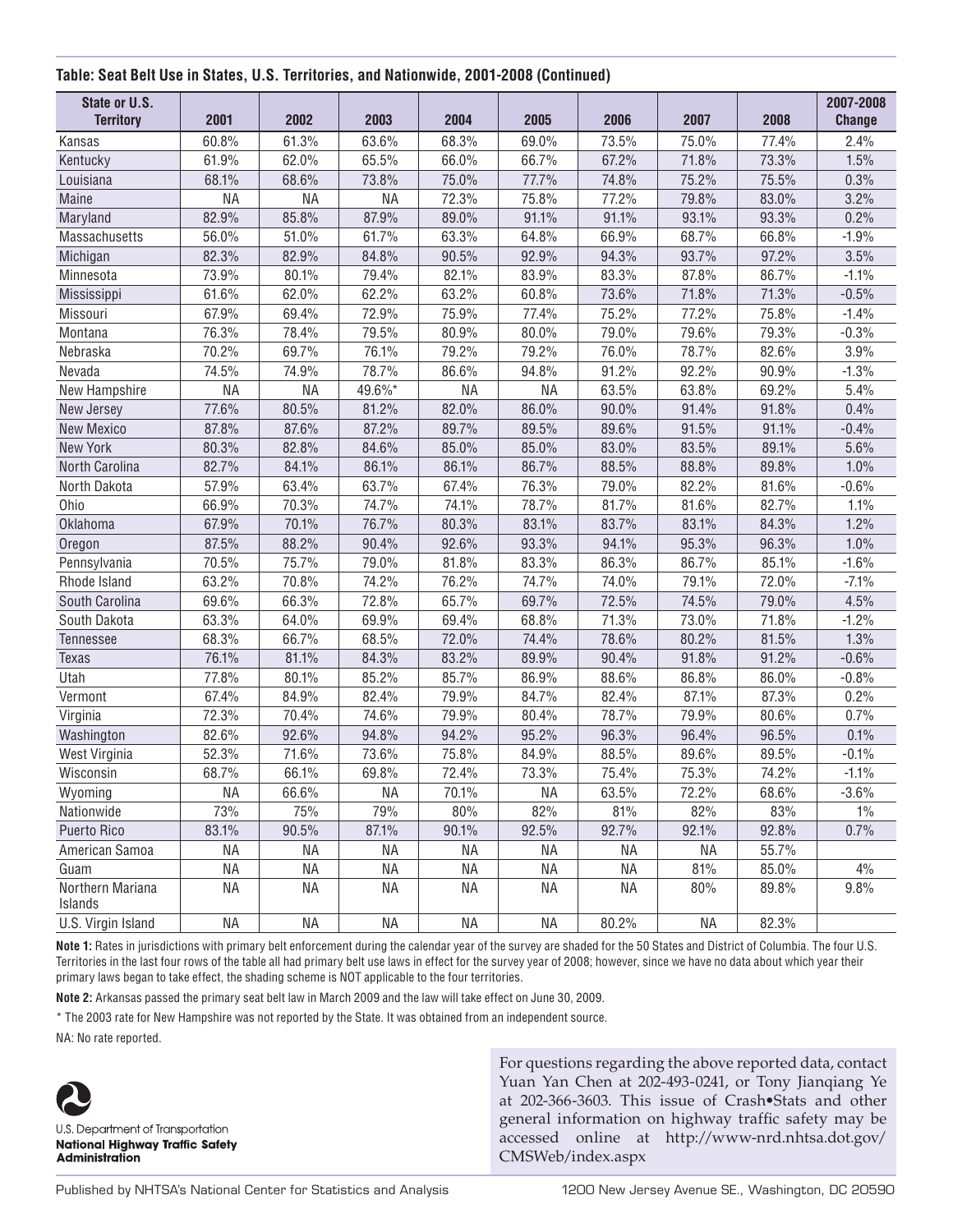**Table: Seat Belt Use in States, U.S. Territories, and Nationwide, 2001-2008 (Continued)**

| State or U.S. Territory | 2001 | 2002 | 2003 | 2004 | 2005 | 2006 | 2007 | 2008 | 2007-2008 Change |
|---|---|---|---|---|---|---|---|---|---|
| Kansas | 60.8% | 61.3% | 63.6% | 68.3% | 69.0% | 73.5% | 75.0% | 77.4% | 2.4% |
| Kentucky | 61.9% | 62.0% | 65.5% | 66.0% | 66.7% | 67.2% | 71.8% | 73.3% | 1.5% |
| Louisiana | 68.1% | 68.6% | 73.8% | 75.0% | 77.7% | 74.8% | 75.2% | 75.5% | 0.3% |
| Maine | NA | NA | NA | 72.3% | 75.8% | 77.2% | 79.8% | 83.0% | 3.2% |
| Maryland | 82.9% | 85.8% | 87.9% | 89.0% | 91.1% | 91.1% | 93.1% | 93.3% | 0.2% |
| Massachusetts | 56.0% | 51.0% | 61.7% | 63.3% | 64.8% | 66.9% | 68.7% | 66.8% | -1.9% |
| Michigan | 82.3% | 82.9% | 84.8% | 90.5% | 92.9% | 94.3% | 93.7% | 97.2% | 3.5% |
| Minnesota | 73.9% | 80.1% | 79.4% | 82.1% | 83.9% | 83.3% | 87.8% | 86.7% | -1.1% |
| Mississippi | 61.6% | 62.0% | 62.2% | 63.2% | 60.8% | 73.6% | 71.8% | 71.3% | -0.5% |
| Missouri | 67.9% | 69.4% | 72.9% | 75.9% | 77.4% | 75.2% | 77.2% | 75.8% | -1.4% |
| Montana | 76.3% | 78.4% | 79.5% | 80.9% | 80.0% | 79.0% | 79.6% | 79.3% | -0.3% |
| Nebraska | 70.2% | 69.7% | 76.1% | 79.2% | 79.2% | 76.0% | 78.7% | 82.6% | 3.9% |
| Nevada | 74.5% | 74.9% | 78.7% | 86.6% | 94.8% | 91.2% | 92.2% | 90.9% | -1.3% |
| New Hampshire | NA | NA | 49.6%* | NA | NA | 63.5% | 63.8% | 69.2% | 5.4% |
| New Jersey | 77.6% | 80.5% | 81.2% | 82.0% | 86.0% | 90.0% | 91.4% | 91.8% | 0.4% |
| New Mexico | 87.8% | 87.6% | 87.2% | 89.7% | 89.5% | 89.6% | 91.5% | 91.1% | -0.4% |
| New York | 80.3% | 82.8% | 84.6% | 85.0% | 85.0% | 83.0% | 83.5% | 89.1% | 5.6% |
| North Carolina | 82.7% | 84.1% | 86.1% | 86.1% | 86.7% | 88.5% | 88.8% | 89.8% | 1.0% |
| North Dakota | 57.9% | 63.4% | 63.7% | 67.4% | 76.3% | 79.0% | 82.2% | 81.6% | -0.6% |
| Ohio | 66.9% | 70.3% | 74.7% | 74.1% | 78.7% | 81.7% | 81.6% | 82.7% | 1.1% |
| Oklahoma | 67.9% | 70.1% | 76.7% | 80.3% | 83.1% | 83.7% | 83.1% | 84.3% | 1.2% |
| Oregon | 87.5% | 88.2% | 90.4% | 92.6% | 93.3% | 94.1% | 95.3% | 96.3% | 1.0% |
| Pennsylvania | 70.5% | 75.7% | 79.0% | 81.8% | 83.3% | 86.3% | 86.7% | 85.1% | -1.6% |
| Rhode Island | 63.2% | 70.8% | 74.2% | 76.2% | 74.7% | 74.0% | 79.1% | 72.0% | -7.1% |
| South Carolina | 69.6% | 66.3% | 72.8% | 65.7% | 69.7% | 72.5% | 74.5% | 79.0% | 4.5% |
| South Dakota | 63.3% | 64.0% | 69.9% | 69.4% | 68.8% | 71.3% | 73.0% | 71.8% | -1.2% |
| Tennessee | 68.3% | 66.7% | 68.5% | 72.0% | 74.4% | 78.6% | 80.2% | 81.5% | 1.3% |
| Texas | 76.1% | 81.1% | 84.3% | 83.2% | 89.9% | 90.4% | 91.8% | 91.2% | -0.6% |
| Utah | 77.8% | 80.1% | 85.2% | 85.7% | 86.9% | 88.6% | 86.8% | 86.0% | -0.8% |
| Vermont | 67.4% | 84.9% | 82.4% | 79.9% | 84.7% | 82.4% | 87.1% | 87.3% | 0.2% |
| Virginia | 72.3% | 70.4% | 74.6% | 79.9% | 80.4% | 78.7% | 79.9% | 80.6% | 0.7% |
| Washington | 82.6% | 92.6% | 94.8% | 94.2% | 95.2% | 96.3% | 96.4% | 96.5% | 0.1% |
| West Virginia | 52.3% | 71.6% | 73.6% | 75.8% | 84.9% | 88.5% | 89.6% | 89.5% | -0.1% |
| Wisconsin | 68.7% | 66.1% | 69.8% | 72.4% | 73.3% | 75.4% | 75.3% | 74.2% | -1.1% |
| Wyoming | NA | 66.6% | NA | 70.1% | NA | 63.5% | 72.2% | 68.6% | -3.6% |
| Nationwide | 73% | 75% | 79% | 80% | 82% | 81% | 82% | 83% | 1% |
| Puerto Rico | 83.1% | 90.5% | 87.1% | 90.1% | 92.5% | 92.7% | 92.1% | 92.8% | 0.7% |
| American Samoa | NA | NA | NA | NA | NA | NA | NA | 55.7% | |
| Guam | NA | NA | NA | NA | NA | NA | 81% | 85.0% | 4% |
| Northern Mariana Islands | NA | NA | NA | NA | NA | NA | 80% | 89.8% | 9.8% |
| U.S. Virgin Island | NA | NA | NA | NA | NA | 80.2% | NA | 82.3% | |

**Note 1:** Rates in jurisdictions with primary belt enforcement during the calendar year of the survey are shaded for the 50 States and District of Columbia. The four U.S. Territories in the last four rows of the table all had primary belt use laws in effect for the survey year of 2008; however, since we have no data about which year their primary laws began to take effect, the shading scheme is NOT applicable to the four territories.

**Note 2:** Arkansas passed the primary seat belt law in March 2009 and the law will take effect on June 30, 2009.

\* The 2003 rate for New Hampshire was not reported by the State. It was obtained from an independent source.

NA: No rate reported.

U.S. Department of Transportation
**National Highway Traffic Safety Administration**

For questions regarding the above reported data, contact Yuan Yan Chen at 202-493-0241, or Tony Jianqiang Ye at 202-366-3603. This issue of Crash•Stats and other general information on highway traffic safety may be accessed online at http://www-nrd.nhtsa.dot.gov/CMSWeb/index.aspx

Published by NHTSA's National Center for Statistics and Analysis    1200 New Jersey Avenue SE., Washington, DC 20590